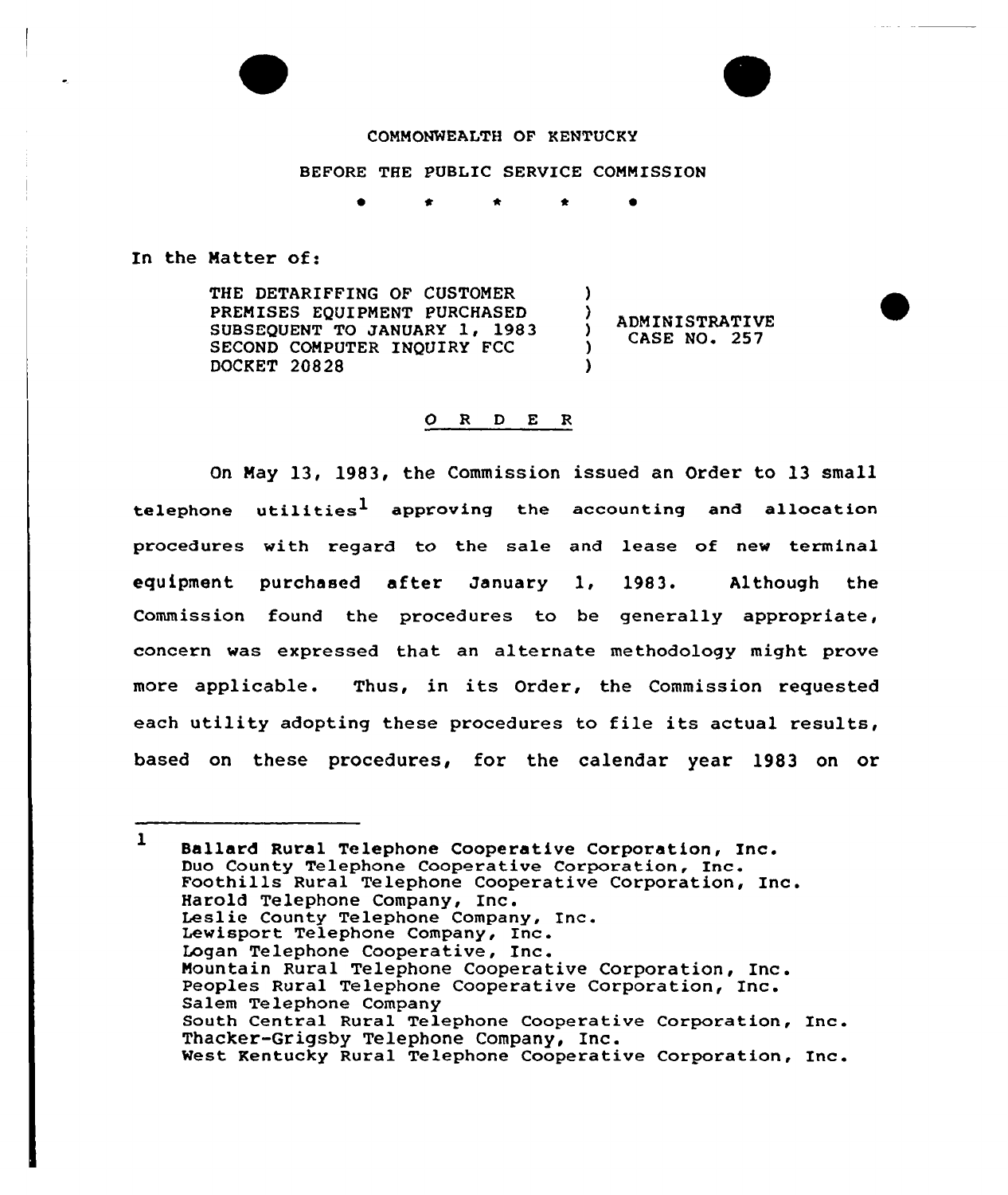COMMONWEALTH OF KENTUCKY

BEFORE THE PUBLIC SERVICE COMMISSION

\* \* \* \* \*

In the Matter of:

| | | |
|---|---|---|
| THE DETARIFFING OF CUSTOMER PREMISES EQUIPMENT PURCHASED SUBSEQUENT TO JANUARY 1, 1983 SECOND COMPUTER INQUIRY FCC DOCKET 20828 | ) ) ) ) ) | ADMINISTRATIVE CASE NO. 257 |

O R D E R

On May 13, 1983, the Commission issued an Order to 13 small telephone utilities[1] approving the accounting and allocation procedures with regard to the sale and lease of new terminal equipment purchased after January 1, 1983. Although the Commission found the procedures to be generally appropriate, concern was expressed that an alternate methodology might prove more applicable. Thus, in its Order, the Commission requested each utility adopting these procedures to file its actual results, based on these procedures, for the calendar year 1983 on or

---

[1] Ballard Rural Telephone Cooperative Corporation, Inc.
Duo County Telephone Cooperative Corporation, Inc.
Foothills Rural Telephone Cooperative Corporation, Inc.
Harold Telephone Company, Inc.
Leslie County Telephone Company, Inc.
Lewisport Telephone Company, Inc.
Logan Telephone Cooperative, Inc.
Mountain Rural Telephone Cooperative Corporation, Inc.
Peoples Rural Telephone Cooperative Corporation, Inc.
Salem Telephone Company
South Central Rural Telephone Cooperative Corporation, Inc.
Thacker-Grigsby Telephone Company, Inc.
West Kentucky Rural Telephone Cooperative Corporation, Inc.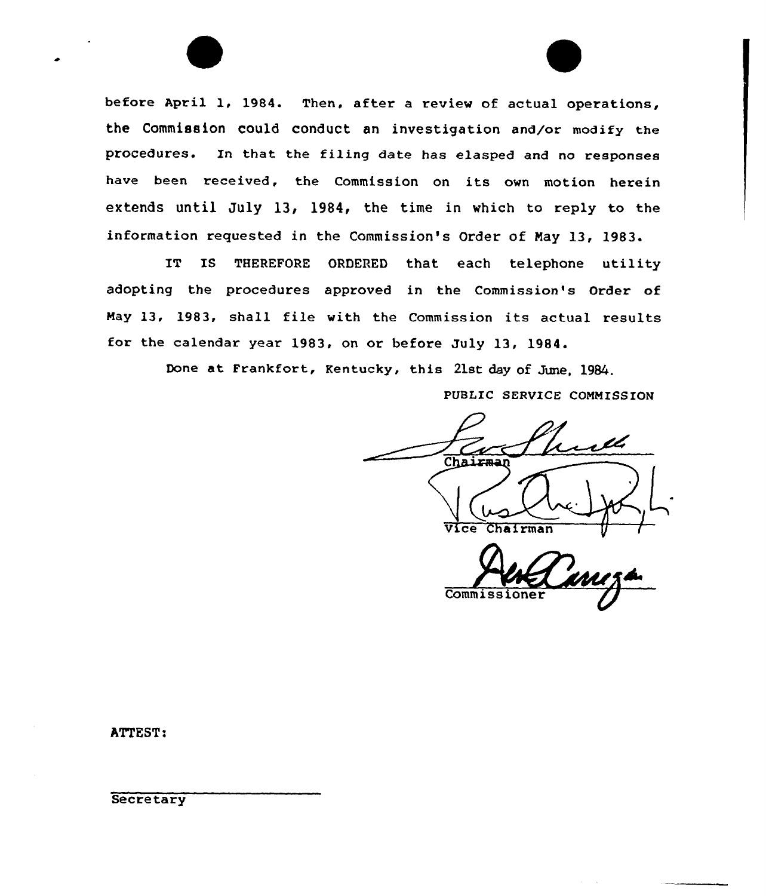before April 1, 1984. Then, after a review of actual operations, the Commission could conduct an investigation and/or modify the procedures. In that the filing date has elasped and no responses have been received, the Commission on its own motion herein extends until July 13, 1984, the time in which to reply to the information requested in the Commission's Order of May 13, 1983.

IT IS THEREFORE ORDERED that each telephone utility adopting the procedures approved in the Commission's Order of May 13, 1983, shall file with the Commission its actual results for the calendar year 1983, on or before July 13, 1984.

Done at Frankfort, Kentucky, this 21st day of June, 1984.

PUBLIC SERVICE COMMISSION

Chairman

Vice Chairman

Commissioner

ATTEST:

Secretary